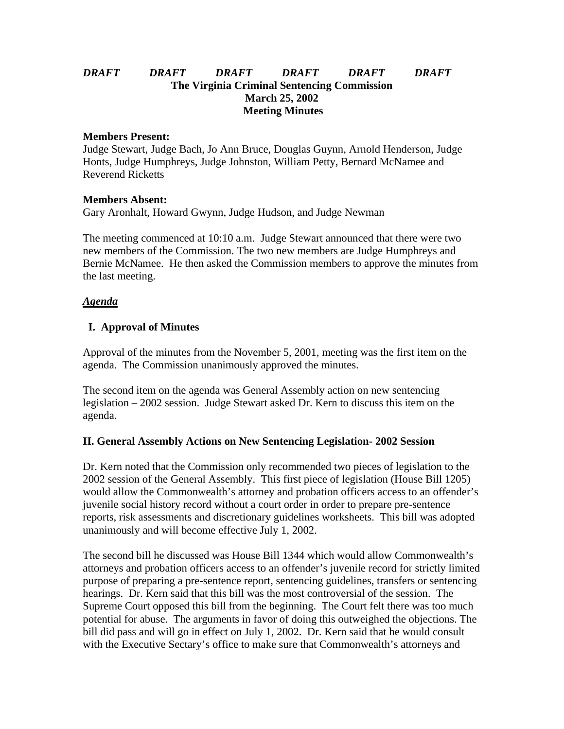***DRAFT DRAFT DRAFT DRAFT DRAFT DRAFT***

**The Virginia Criminal Sentencing Commission**
**March 25, 2002**
**Meeting Minutes**

**Members Present:**
Judge Stewart, Judge Bach, Jo Ann Bruce, Douglas Guynn, Arnold Henderson, Judge Honts, Judge Humphreys, Judge Johnston, William Petty, Bernard McNamee and Reverend Ricketts

**Members Absent:**
Gary Aronhalt, Howard Gwynn, Judge Hudson, and Judge Newman

The meeting commenced at 10:10 a.m. Judge Stewart announced that there were two new members of the Commission. The two new members are Judge Humphreys and Bernie McNamee. He then asked the Commission members to approve the minutes from the last meeting.

## ***Agenda***

### I. Approval of Minutes

Approval of the minutes from the November 5, 2001, meeting was the first item on the agenda. The Commission unanimously approved the minutes.

The second item on the agenda was General Assembly action on new sentencing legislation – 2002 session. Judge Stewart asked Dr. Kern to discuss this item on the agenda.

### II. General Assembly Actions on New Sentencing Legislation- 2002 Session

Dr. Kern noted that the Commission only recommended two pieces of legislation to the 2002 session of the General Assembly. This first piece of legislation (House Bill 1205) would allow the Commonwealth's attorney and probation officers access to an offender's juvenile social history record without a court order in order to prepare pre-sentence reports, risk assessments and discretionary guidelines worksheets. This bill was adopted unanimously and will become effective July 1, 2002.

The second bill he discussed was House Bill 1344 which would allow Commonwealth's attorneys and probation officers access to an offender's juvenile record for strictly limited purpose of preparing a pre-sentence report, sentencing guidelines, transfers or sentencing hearings. Dr. Kern said that this bill was the most controversial of the session. The Supreme Court opposed this bill from the beginning. The Court felt there was too much potential for abuse. The arguments in favor of doing this outweighed the objections. The bill did pass and will go in effect on July 1, 2002. Dr. Kern said that he would consult with the Executive Sectary's office to make sure that Commonwealth's attorneys and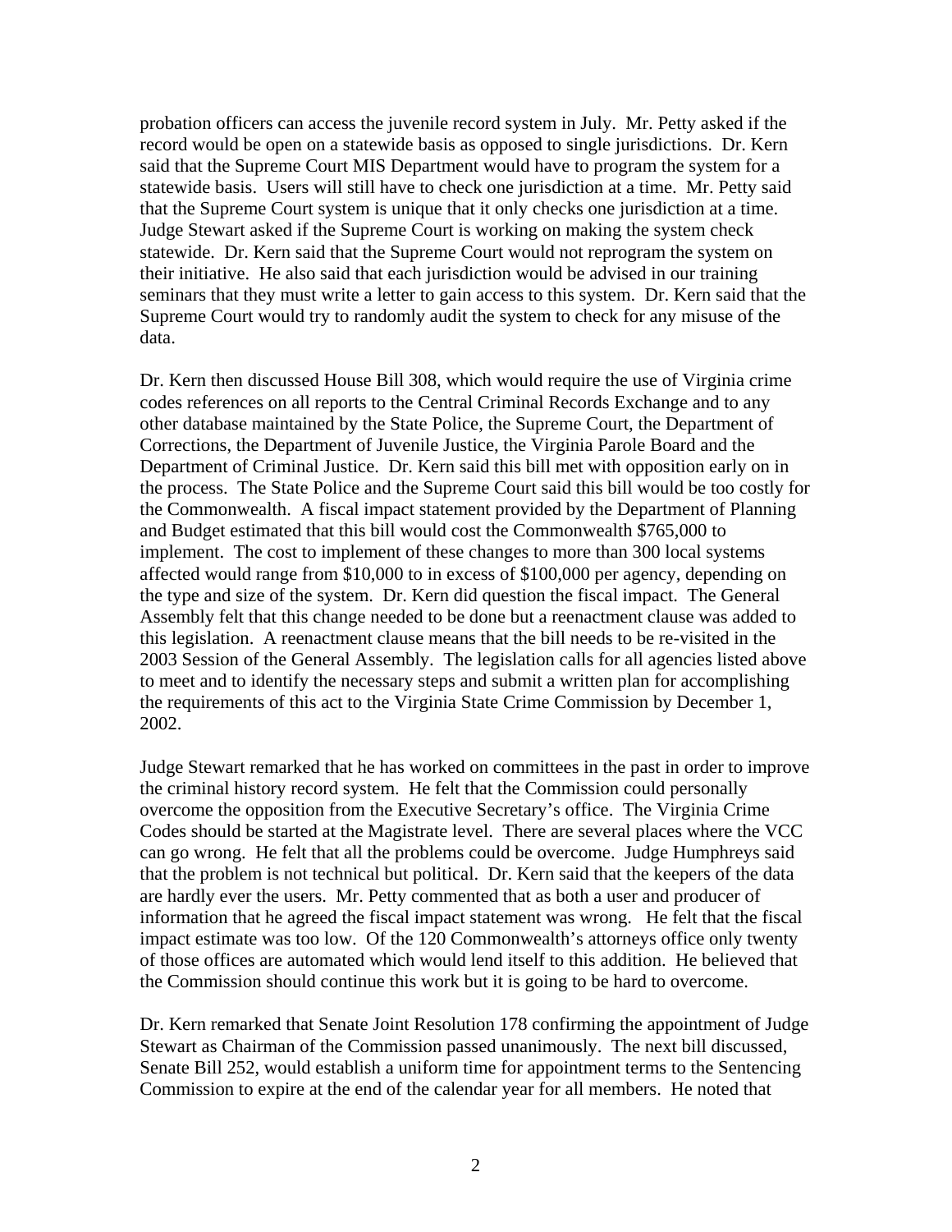probation officers can access the juvenile record system in July. Mr. Petty asked if the record would be open on a statewide basis as opposed to single jurisdictions. Dr. Kern said that the Supreme Court MIS Department would have to program the system for a statewide basis. Users will still have to check one jurisdiction at a time. Mr. Petty said that the Supreme Court system is unique that it only checks one jurisdiction at a time. Judge Stewart asked if the Supreme Court is working on making the system check statewide. Dr. Kern said that the Supreme Court would not reprogram the system on their initiative. He also said that each jurisdiction would be advised in our training seminars that they must write a letter to gain access to this system. Dr. Kern said that the Supreme Court would try to randomly audit the system to check for any misuse of the data.

Dr. Kern then discussed House Bill 308, which would require the use of Virginia crime codes references on all reports to the Central Criminal Records Exchange and to any other database maintained by the State Police, the Supreme Court, the Department of Corrections, the Department of Juvenile Justice, the Virginia Parole Board and the Department of Criminal Justice. Dr. Kern said this bill met with opposition early on in the process. The State Police and the Supreme Court said this bill would be too costly for the Commonwealth. A fiscal impact statement provided by the Department of Planning and Budget estimated that this bill would cost the Commonwealth $765,000 to implement. The cost to implement of these changes to more than 300 local systems affected would range from $10,000 to in excess of $100,000 per agency, depending on the type and size of the system. Dr. Kern did question the fiscal impact. The General Assembly felt that this change needed to be done but a reenactment clause was added to this legislation. A reenactment clause means that the bill needs to be re-visited in the 2003 Session of the General Assembly. The legislation calls for all agencies listed above to meet and to identify the necessary steps and submit a written plan for accomplishing the requirements of this act to the Virginia State Crime Commission by December 1, 2002.

Judge Stewart remarked that he has worked on committees in the past in order to improve the criminal history record system. He felt that the Commission could personally overcome the opposition from the Executive Secretary's office. The Virginia Crime Codes should be started at the Magistrate level. There are several places where the VCC can go wrong. He felt that all the problems could be overcome. Judge Humphreys said that the problem is not technical but political. Dr. Kern said that the keepers of the data are hardly ever the users. Mr. Petty commented that as both a user and producer of information that he agreed the fiscal impact statement was wrong. He felt that the fiscal impact estimate was too low. Of the 120 Commonwealth's attorneys office only twenty of those offices are automated which would lend itself to this addition. He believed that the Commission should continue this work but it is going to be hard to overcome.

Dr. Kern remarked that Senate Joint Resolution 178 confirming the appointment of Judge Stewart as Chairman of the Commission passed unanimously. The next bill discussed, Senate Bill 252, would establish a uniform time for appointment terms to the Sentencing Commission to expire at the end of the calendar year for all members. He noted that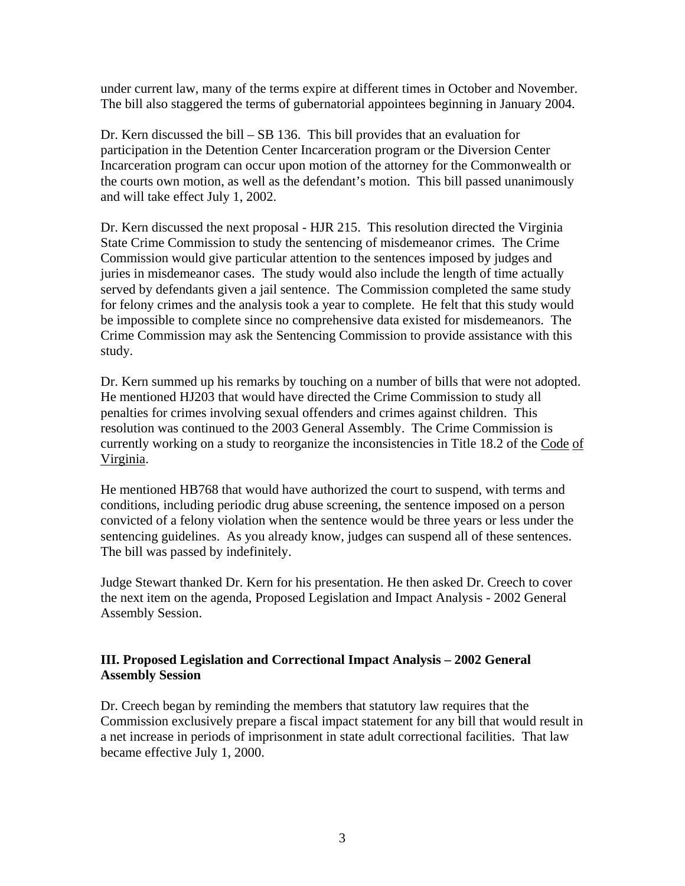under current law, many of the terms expire at different times in October and November. The bill also staggered the terms of gubernatorial appointees beginning in January 2004.

Dr. Kern discussed the bill – SB 136. This bill provides that an evaluation for participation in the Detention Center Incarceration program or the Diversion Center Incarceration program can occur upon motion of the attorney for the Commonwealth or the courts own motion, as well as the defendant's motion. This bill passed unanimously and will take effect July 1, 2002.

Dr. Kern discussed the next proposal - HJR 215. This resolution directed the Virginia State Crime Commission to study the sentencing of misdemeanor crimes. The Crime Commission would give particular attention to the sentences imposed by judges and juries in misdemeanor cases. The study would also include the length of time actually served by defendants given a jail sentence. The Commission completed the same study for felony crimes and the analysis took a year to complete. He felt that this study would be impossible to complete since no comprehensive data existed for misdemeanors. The Crime Commission may ask the Sentencing Commission to provide assistance with this study.

Dr. Kern summed up his remarks by touching on a number of bills that were not adopted. He mentioned HJ203 that would have directed the Crime Commission to study all penalties for crimes involving sexual offenders and crimes against children. This resolution was continued to the 2003 General Assembly. The Crime Commission is currently working on a study to reorganize the inconsistencies in Title 18.2 of the Code of Virginia.

He mentioned HB768 that would have authorized the court to suspend, with terms and conditions, including periodic drug abuse screening, the sentence imposed on a person convicted of a felony violation when the sentence would be three years or less under the sentencing guidelines. As you already know, judges can suspend all of these sentences. The bill was passed by indefinitely.

Judge Stewart thanked Dr. Kern for his presentation. He then asked Dr. Creech to cover the next item on the agenda, Proposed Legislation and Impact Analysis - 2002 General Assembly Session.

### III. Proposed Legislation and Correctional Impact Analysis – 2002 General Assembly Session

Dr. Creech began by reminding the members that statutory law requires that the Commission exclusively prepare a fiscal impact statement for any bill that would result in a net increase in periods of imprisonment in state adult correctional facilities. That law became effective July 1, 2000.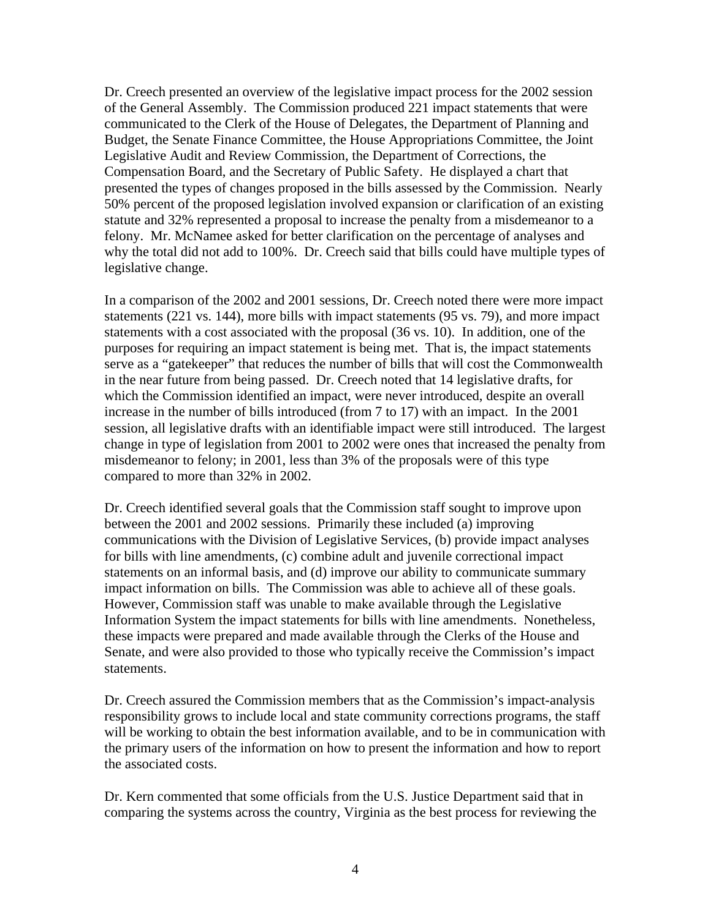Dr. Creech presented an overview of the legislative impact process for the 2002 session of the General Assembly. The Commission produced 221 impact statements that were communicated to the Clerk of the House of Delegates, the Department of Planning and Budget, the Senate Finance Committee, the House Appropriations Committee, the Joint Legislative Audit and Review Commission, the Department of Corrections, the Compensation Board, and the Secretary of Public Safety. He displayed a chart that presented the types of changes proposed in the bills assessed by the Commission. Nearly 50% percent of the proposed legislation involved expansion or clarification of an existing statute and 32% represented a proposal to increase the penalty from a misdemeanor to a felony. Mr. McNamee asked for better clarification on the percentage of analyses and why the total did not add to 100%. Dr. Creech said that bills could have multiple types of legislative change.

In a comparison of the 2002 and 2001 sessions, Dr. Creech noted there were more impact statements (221 vs. 144), more bills with impact statements (95 vs. 79), and more impact statements with a cost associated with the proposal (36 vs. 10). In addition, one of the purposes for requiring an impact statement is being met. That is, the impact statements serve as a "gatekeeper" that reduces the number of bills that will cost the Commonwealth in the near future from being passed. Dr. Creech noted that 14 legislative drafts, for which the Commission identified an impact, were never introduced, despite an overall increase in the number of bills introduced (from 7 to 17) with an impact. In the 2001 session, all legislative drafts with an identifiable impact were still introduced. The largest change in type of legislation from 2001 to 2002 were ones that increased the penalty from misdemeanor to felony; in 2001, less than 3% of the proposals were of this type compared to more than 32% in 2002.

Dr. Creech identified several goals that the Commission staff sought to improve upon between the 2001 and 2002 sessions. Primarily these included (a) improving communications with the Division of Legislative Services, (b) provide impact analyses for bills with line amendments, (c) combine adult and juvenile correctional impact statements on an informal basis, and (d) improve our ability to communicate summary impact information on bills. The Commission was able to achieve all of these goals. However, Commission staff was unable to make available through the Legislative Information System the impact statements for bills with line amendments. Nonetheless, these impacts were prepared and made available through the Clerks of the House and Senate, and were also provided to those who typically receive the Commission's impact statements.

Dr. Creech assured the Commission members that as the Commission's impact-analysis responsibility grows to include local and state community corrections programs, the staff will be working to obtain the best information available, and to be in communication with the primary users of the information on how to present the information and how to report the associated costs.

Dr. Kern commented that some officials from the U.S. Justice Department said that in comparing the systems across the country, Virginia as the best process for reviewing the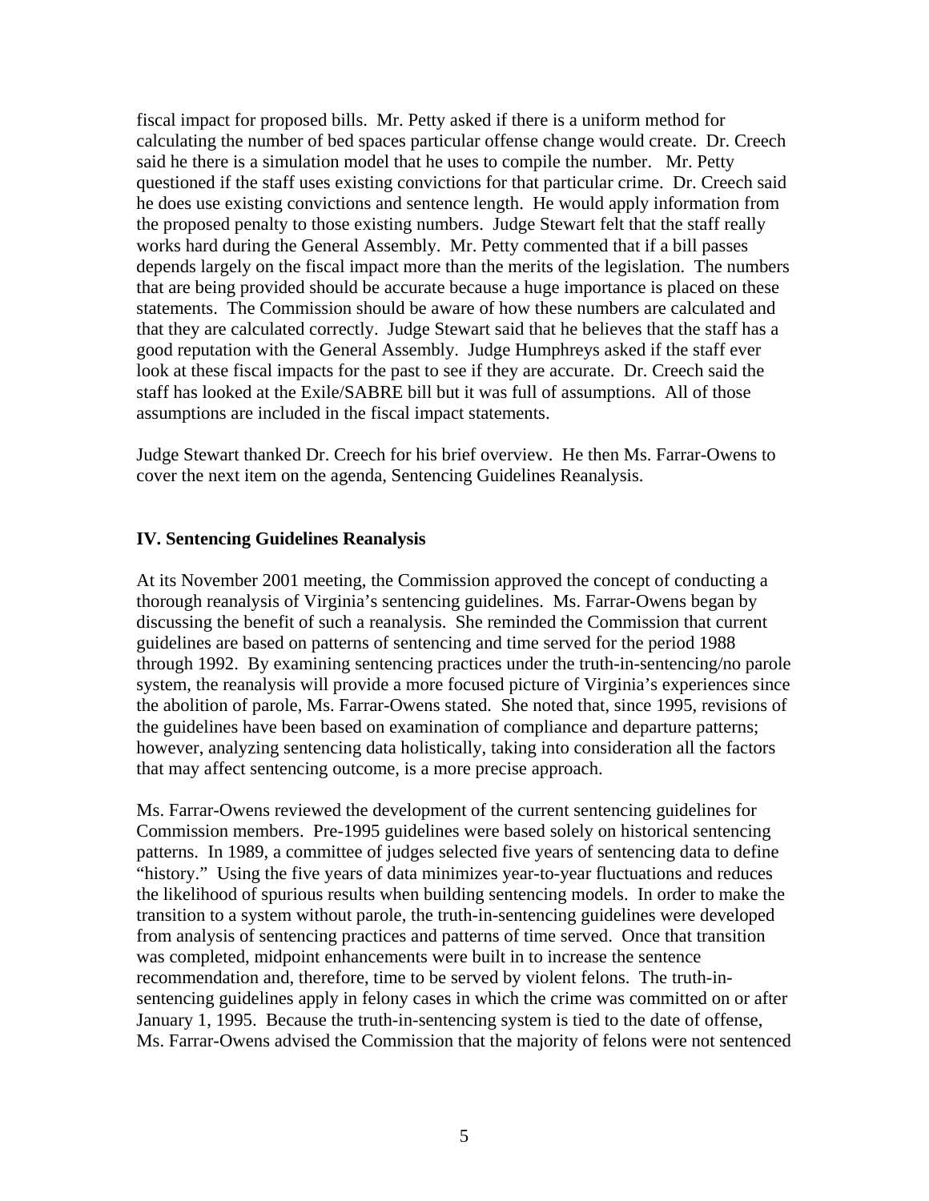fiscal impact for proposed bills. Mr. Petty asked if there is a uniform method for calculating the number of bed spaces particular offense change would create. Dr. Creech said he there is a simulation model that he uses to compile the number. Mr. Petty questioned if the staff uses existing convictions for that particular crime. Dr. Creech said he does use existing convictions and sentence length. He would apply information from the proposed penalty to those existing numbers. Judge Stewart felt that the staff really works hard during the General Assembly. Mr. Petty commented that if a bill passes depends largely on the fiscal impact more than the merits of the legislation. The numbers that are being provided should be accurate because a huge importance is placed on these statements. The Commission should be aware of how these numbers are calculated and that they are calculated correctly. Judge Stewart said that he believes that the staff has a good reputation with the General Assembly. Judge Humphreys asked if the staff ever look at these fiscal impacts for the past to see if they are accurate. Dr. Creech said the staff has looked at the Exile/SABRE bill but it was full of assumptions. All of those assumptions are included in the fiscal impact statements.

Judge Stewart thanked Dr. Creech for his brief overview. He then Ms. Farrar-Owens to cover the next item on the agenda, Sentencing Guidelines Reanalysis.

## IV. Sentencing Guidelines Reanalysis

At its November 2001 meeting, the Commission approved the concept of conducting a thorough reanalysis of Virginia's sentencing guidelines. Ms. Farrar-Owens began by discussing the benefit of such a reanalysis. She reminded the Commission that current guidelines are based on patterns of sentencing and time served for the period 1988 through 1992. By examining sentencing practices under the truth-in-sentencing/no parole system, the reanalysis will provide a more focused picture of Virginia's experiences since the abolition of parole, Ms. Farrar-Owens stated. She noted that, since 1995, revisions of the guidelines have been based on examination of compliance and departure patterns; however, analyzing sentencing data holistically, taking into consideration all the factors that may affect sentencing outcome, is a more precise approach.

Ms. Farrar-Owens reviewed the development of the current sentencing guidelines for Commission members. Pre-1995 guidelines were based solely on historical sentencing patterns. In 1989, a committee of judges selected five years of sentencing data to define "history." Using the five years of data minimizes year-to-year fluctuations and reduces the likelihood of spurious results when building sentencing models. In order to make the transition to a system without parole, the truth-in-sentencing guidelines were developed from analysis of sentencing practices and patterns of time served. Once that transition was completed, midpoint enhancements were built in to increase the sentence recommendation and, therefore, time to be served by violent felons. The truth-in-sentencing guidelines apply in felony cases in which the crime was committed on or after January 1, 1995. Because the truth-in-sentencing system is tied to the date of offense, Ms. Farrar-Owens advised the Commission that the majority of felons were not sentenced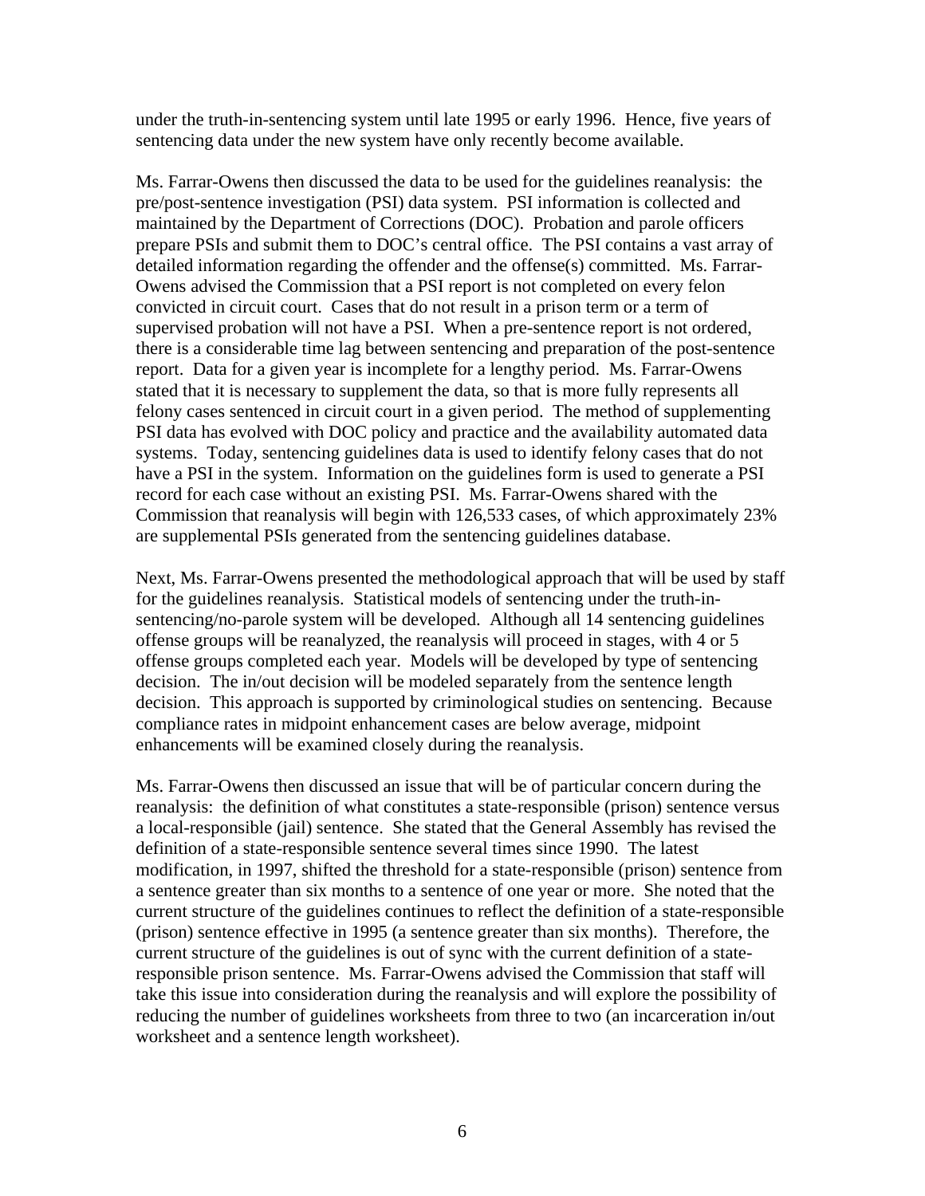under the truth-in-sentencing system until late 1995 or early 1996. Hence, five years of sentencing data under the new system have only recently become available.

Ms. Farrar-Owens then discussed the data to be used for the guidelines reanalysis: the pre/post-sentence investigation (PSI) data system. PSI information is collected and maintained by the Department of Corrections (DOC). Probation and parole officers prepare PSIs and submit them to DOC's central office. The PSI contains a vast array of detailed information regarding the offender and the offense(s) committed. Ms. Farrar-Owens advised the Commission that a PSI report is not completed on every felon convicted in circuit court. Cases that do not result in a prison term or a term of supervised probation will not have a PSI. When a pre-sentence report is not ordered, there is a considerable time lag between sentencing and preparation of the post-sentence report. Data for a given year is incomplete for a lengthy period. Ms. Farrar-Owens stated that it is necessary to supplement the data, so that is more fully represents all felony cases sentenced in circuit court in a given period. The method of supplementing PSI data has evolved with DOC policy and practice and the availability automated data systems. Today, sentencing guidelines data is used to identify felony cases that do not have a PSI in the system. Information on the guidelines form is used to generate a PSI record for each case without an existing PSI. Ms. Farrar-Owens shared with the Commission that reanalysis will begin with 126,533 cases, of which approximately 23% are supplemental PSIs generated from the sentencing guidelines database.

Next, Ms. Farrar-Owens presented the methodological approach that will be used by staff for the guidelines reanalysis. Statistical models of sentencing under the truth-in-sentencing/no-parole system will be developed. Although all 14 sentencing guidelines offense groups will be reanalyzed, the reanalysis will proceed in stages, with 4 or 5 offense groups completed each year. Models will be developed by type of sentencing decision. The in/out decision will be modeled separately from the sentence length decision. This approach is supported by criminological studies on sentencing. Because compliance rates in midpoint enhancement cases are below average, midpoint enhancements will be examined closely during the reanalysis.

Ms. Farrar-Owens then discussed an issue that will be of particular concern during the reanalysis: the definition of what constitutes a state-responsible (prison) sentence versus a local-responsible (jail) sentence. She stated that the General Assembly has revised the definition of a state-responsible sentence several times since 1990. The latest modification, in 1997, shifted the threshold for a state-responsible (prison) sentence from a sentence greater than six months to a sentence of one year or more. She noted that the current structure of the guidelines continues to reflect the definition of a state-responsible (prison) sentence effective in 1995 (a sentence greater than six months). Therefore, the current structure of the guidelines is out of sync with the current definition of a state-responsible prison sentence. Ms. Farrar-Owens advised the Commission that staff will take this issue into consideration during the reanalysis and will explore the possibility of reducing the number of guidelines worksheets from three to two (an incarceration in/out worksheet and a sentence length worksheet).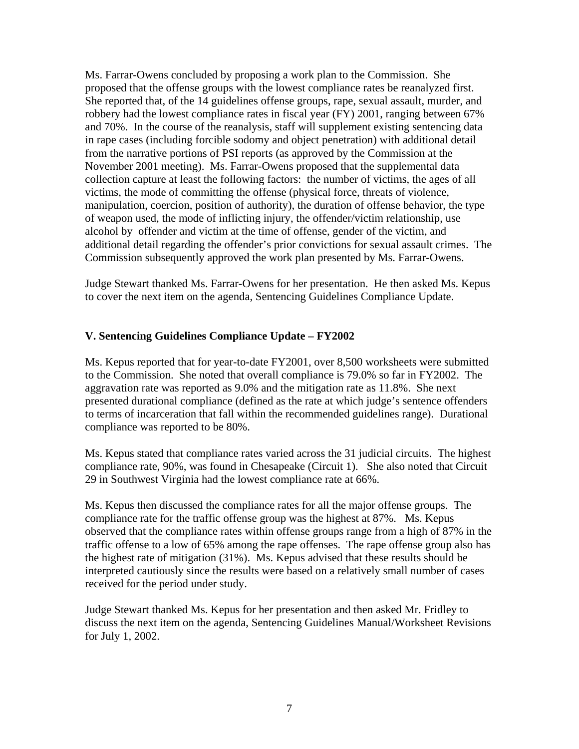Ms. Farrar-Owens concluded by proposing a work plan to the Commission. She proposed that the offense groups with the lowest compliance rates be reanalyzed first. She reported that, of the 14 guidelines offense groups, rape, sexual assault, murder, and robbery had the lowest compliance rates in fiscal year (FY) 2001, ranging between 67% and 70%. In the course of the reanalysis, staff will supplement existing sentencing data in rape cases (including forcible sodomy and object penetration) with additional detail from the narrative portions of PSI reports (as approved by the Commission at the November 2001 meeting). Ms. Farrar-Owens proposed that the supplemental data collection capture at least the following factors: the number of victims, the ages of all victims, the mode of committing the offense (physical force, threats of violence, manipulation, coercion, position of authority), the duration of offense behavior, the type of weapon used, the mode of inflicting injury, the offender/victim relationship, use alcohol by offender and victim at the time of offense, gender of the victim, and additional detail regarding the offender's prior convictions for sexual assault crimes. The Commission subsequently approved the work plan presented by Ms. Farrar-Owens.

Judge Stewart thanked Ms. Farrar-Owens for her presentation. He then asked Ms. Kepus to cover the next item on the agenda, Sentencing Guidelines Compliance Update.

### V. Sentencing Guidelines Compliance Update – FY2002

Ms. Kepus reported that for year-to-date FY2001, over 8,500 worksheets were submitted to the Commission. She noted that overall compliance is 79.0% so far in FY2002. The aggravation rate was reported as 9.0% and the mitigation rate as 11.8%. She next presented durational compliance (defined as the rate at which judge's sentence offenders to terms of incarceration that fall within the recommended guidelines range). Durational compliance was reported to be 80%.

Ms. Kepus stated that compliance rates varied across the 31 judicial circuits. The highest compliance rate, 90%, was found in Chesapeake (Circuit 1). She also noted that Circuit 29 in Southwest Virginia had the lowest compliance rate at 66%.

Ms. Kepus then discussed the compliance rates for all the major offense groups. The compliance rate for the traffic offense group was the highest at 87%. Ms. Kepus observed that the compliance rates within offense groups range from a high of 87% in the traffic offense to a low of 65% among the rape offenses. The rape offense group also has the highest rate of mitigation (31%). Ms. Kepus advised that these results should be interpreted cautiously since the results were based on a relatively small number of cases received for the period under study.

Judge Stewart thanked Ms. Kepus for her presentation and then asked Mr. Fridley to discuss the next item on the agenda, Sentencing Guidelines Manual/Worksheet Revisions for July 1, 2002.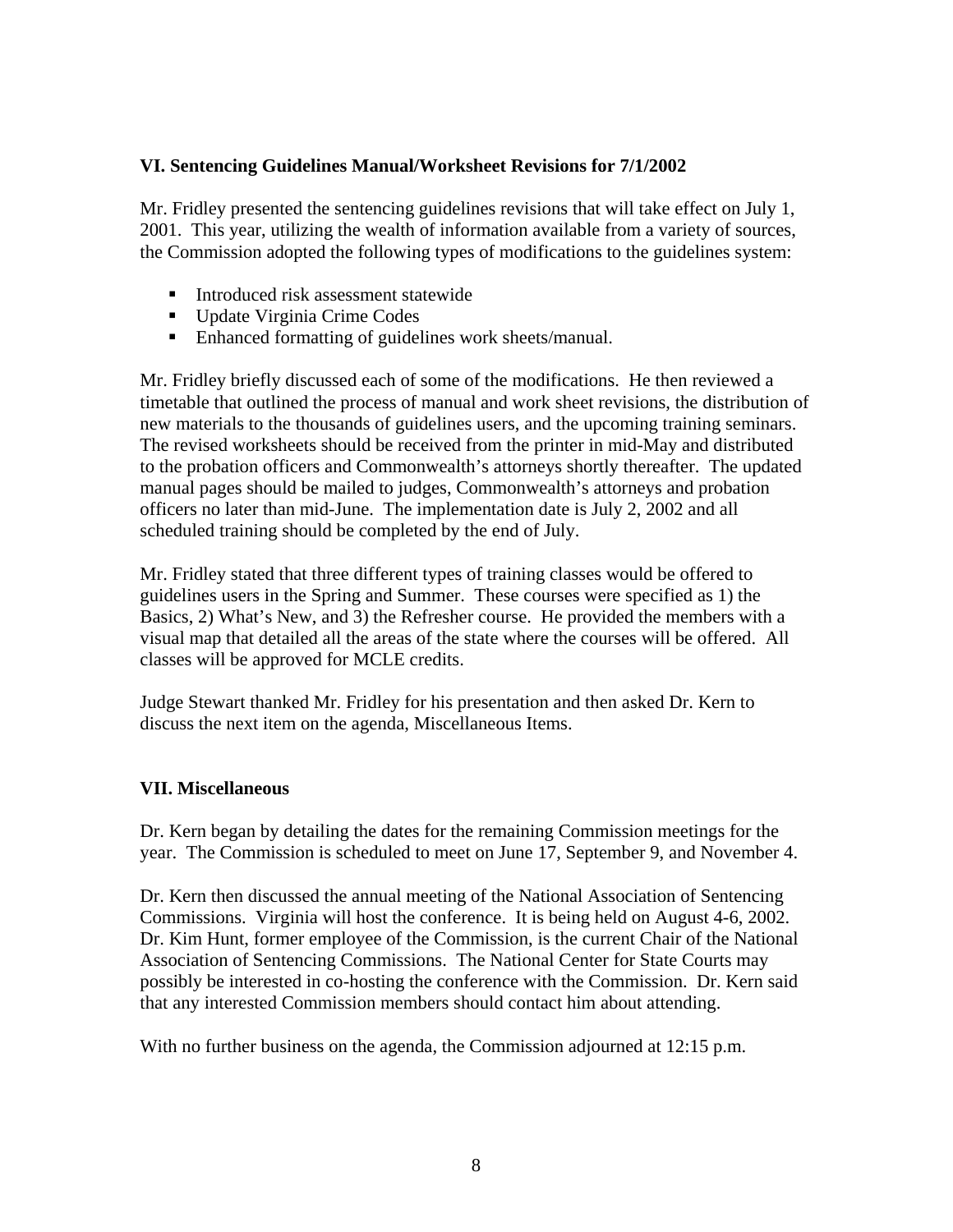**VI. Sentencing Guidelines Manual/Worksheet Revisions for 7/1/2002**

Mr. Fridley presented the sentencing guidelines revisions that will take effect on July 1, 2001. This year, utilizing the wealth of information available from a variety of sources, the Commission adopted the following types of modifications to the guidelines system:

- Introduced risk assessment statewide
- Update Virginia Crime Codes
- Enhanced formatting of guidelines work sheets/manual.

Mr. Fridley briefly discussed each of some of the modifications. He then reviewed a timetable that outlined the process of manual and work sheet revisions, the distribution of new materials to the thousands of guidelines users, and the upcoming training seminars. The revised worksheets should be received from the printer in mid-May and distributed to the probation officers and Commonwealth's attorneys shortly thereafter. The updated manual pages should be mailed to judges, Commonwealth's attorneys and probation officers no later than mid-June. The implementation date is July 2, 2002 and all scheduled training should be completed by the end of July.

Mr. Fridley stated that three different types of training classes would be offered to guidelines users in the Spring and Summer. These courses were specified as 1) the Basics, 2) What's New, and 3) the Refresher course. He provided the members with a visual map that detailed all the areas of the state where the courses will be offered. All classes will be approved for MCLE credits.

Judge Stewart thanked Mr. Fridley for his presentation and then asked Dr. Kern to discuss the next item on the agenda, Miscellaneous Items.

**VII. Miscellaneous**

Dr. Kern began by detailing the dates for the remaining Commission meetings for the year. The Commission is scheduled to meet on June 17, September 9, and November 4.

Dr. Kern then discussed the annual meeting of the National Association of Sentencing Commissions. Virginia will host the conference. It is being held on August 4-6, 2002. Dr. Kim Hunt, former employee of the Commission, is the current Chair of the National Association of Sentencing Commissions. The National Center for State Courts may possibly be interested in co-hosting the conference with the Commission. Dr. Kern said that any interested Commission members should contact him about attending.

With no further business on the agenda, the Commission adjourned at 12:15 p.m.